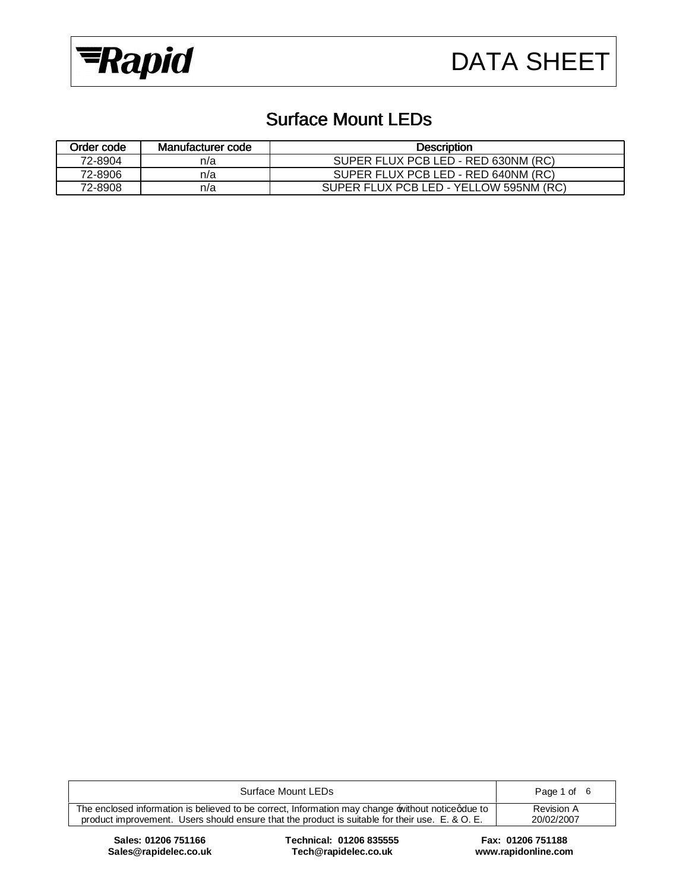# DATA SHEET

## Surface Mount LEDs

| Order code | Manufacturer code | Description |
|---|---|---|
| 72-8904 | n/a | SUPER FLUX PCB LED - RED 630NM (RC) |
| 72-8906 | n/a | SUPER FLUX PCB LED - RED 640NM (RC) |
| 72-8908 | n/a | SUPER FLUX PCB LED - YELLOW 595NM (RC) |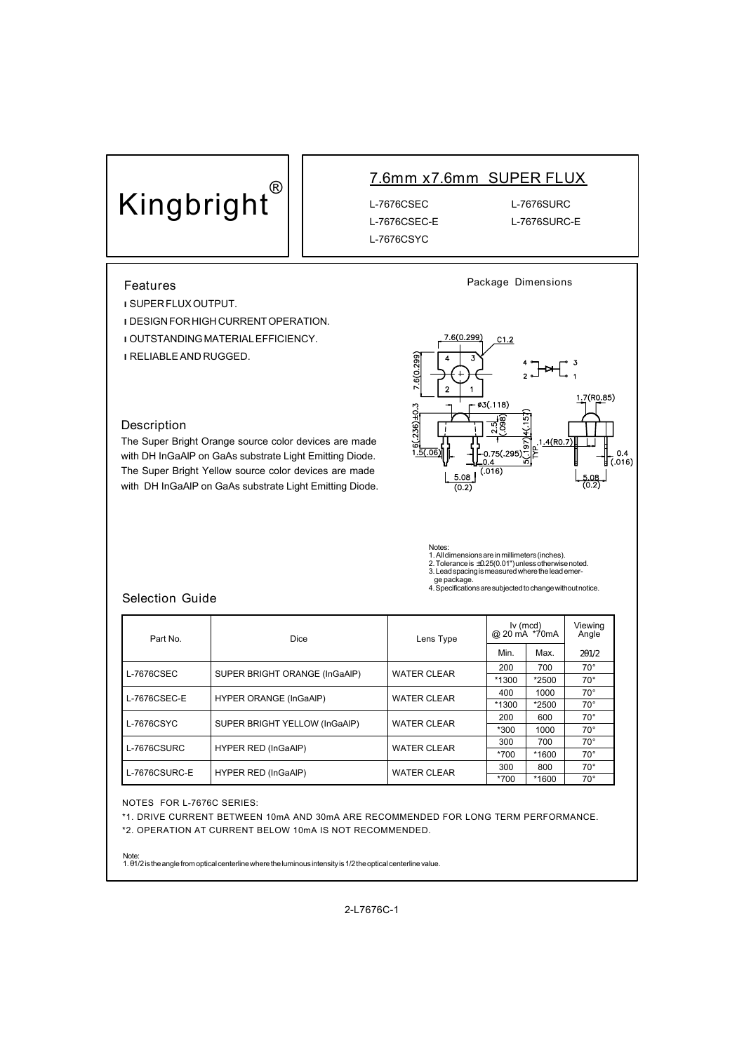Kingbright®

# 7.6mm x7.6mm SUPER FLUX

L-7676CSEC
L-7676CSEC-E
L-7676CSYC
L-7676SURC
L-7676SURC-E

## Features

- SUPER FLUX OUTPUT.
- DESIGN FOR HIGH CURRENT OPERATION.
- OUTSTANDING MATERIAL EFFICIENCY.
- RELIABLE AND RUGGED.

## Description

The Super Bright Orange source color devices are made with DH InGaAlP on GaAs substrate Light Emitting Diode.
The Super Bright Yellow source color devices are made with DH InGaAlP on GaAs substrate Light Emitting Diode.

## Package Dimensions

Notes:
1. All dimensions are in millimeters (inches).
2. Tolerance is ±0.25(0.01") unless otherwise noted.
3. Lead spacing is measured where the lead emerge package.
4. Specifications are subjected to change without notice.

## Selection Guide

| Part No. | Dice | Lens Type | Iv (mcd) @ 20 mA *70mA | | Viewing Angle |
|---|---|---|---|---|---|
| | | | Min. | Max. | 2θ1/2 |
| L-7676CSEC | SUPER BRIGHT ORANGE (InGaAlP) | WATER CLEAR | 200 | 700 | 70° |
| | | | *1300 | *2500 | 70° |
| L-7676CSEC-E | HYPER ORANGE (InGaAlP) | WATER CLEAR | 400 | 1000 | 70° |
| | | | *1300 | *2500 | 70° |
| L-7676CSYC | SUPER BRIGHT YELLOW (InGaAlP) | WATER CLEAR | 200 | 600 | 70° |
| | | | *300 | 1000 | 70° |
| L-7676CSURC | HYPER RED (InGaAlP) | WATER CLEAR | 300 | 700 | 70° |
| | | | *700 | *1600 | 70° |
| L-7676CSURC-E | HYPER RED (InGaAlP) | WATER CLEAR | 300 | 800 | 70° |
| | | | *700 | *1600 | 70° |

NOTES FOR L-7676C SERIES:

*1. DRIVE CURRENT BETWEEN 10mA AND 30mA ARE RECOMMENDED FOR LONG TERM PERFORMANCE.
*2. OPERATION AT CURRENT BELOW 10mA IS NOT RECOMMENDED.

Note:
1. θ1/2 is the angle from optical centerline where the luminous intensity is 1/2 the optical centerline value.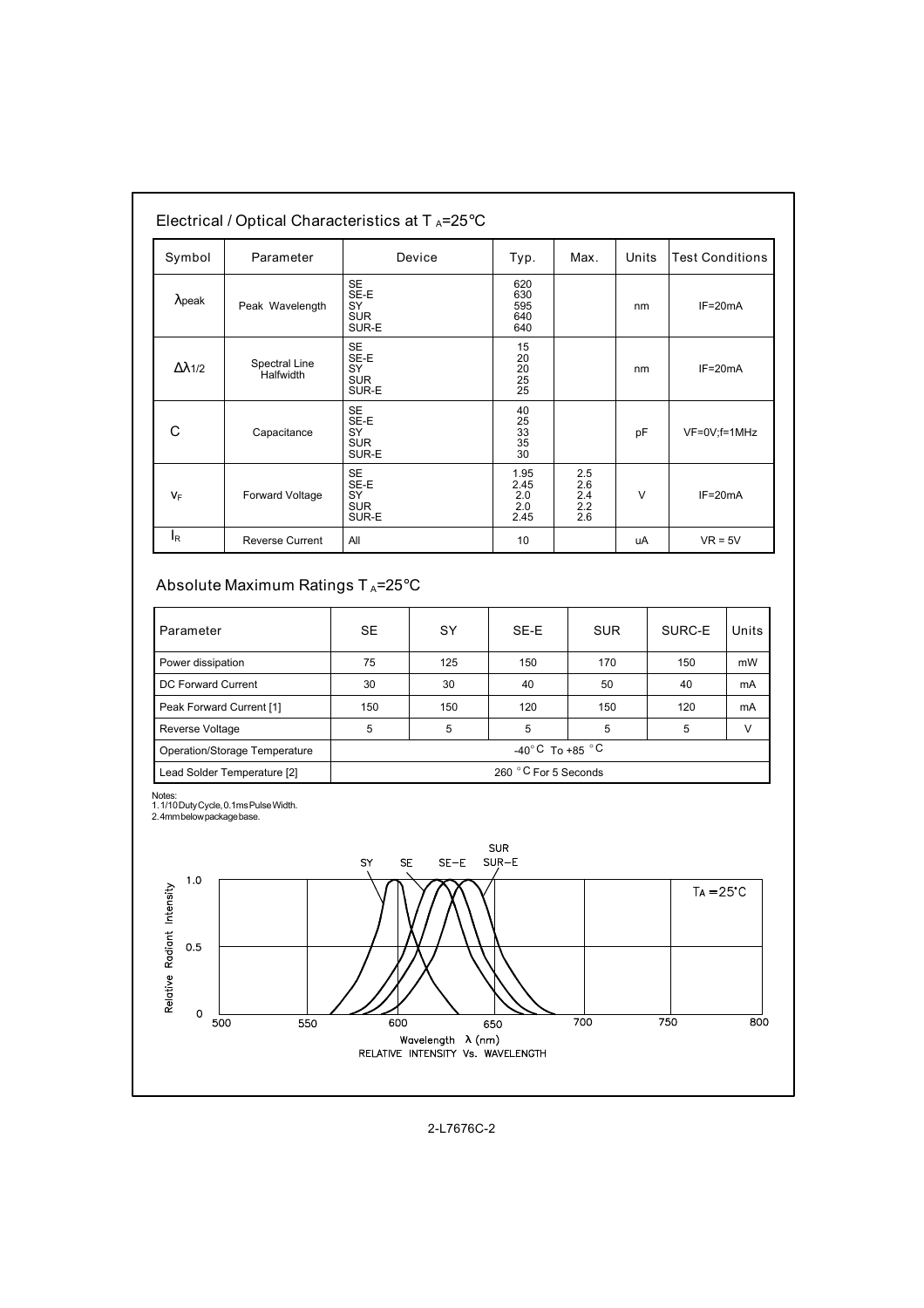## Electrical / Optical Characteristics at $T_A$=25°C

| Symbol | Parameter | Device | Typ. | Max. | Units | Test Conditions |
|---|---|---|---|---|---|---|
| $\lambda_{peak}$ | Peak Wavelength | SE<br>SE-E<br>SY<br>SUR<br>SUR-E | 620<br>630<br>595<br>640<br>640 | | nm | IF=20mA |
| $\Delta\lambda_{1/2}$ | Spectral Line Halfwidth | SE<br>SE-E<br>SY<br>SUR<br>SUR-E | 15<br>20<br>20<br>25<br>25 | | nm | IF=20mA |
| C | Capacitance | SE<br>SE-E<br>SY<br>SUR<br>SUR-E | 40<br>25<br>33<br>35<br>30 | | pF | VF=0V;f=1MHz |
| $V_F$ | Forward Voltage | SE<br>SE-E<br>SY<br>SUR<br>SUR-E | 1.95<br>2.45<br>2.0<br>2.0<br>2.45 | 2.5<br>2.6<br>2.4<br>2.2<br>2.6 | V | IF=20mA |
| $I_R$ | Reverse Current | All | 10 | | uA | VR = 5V |

## Absolute Maximum Ratings $T_A$=25°C

| Parameter | SE | SY | SE-E | SUR | SURC-E | Units |
|---|---|---|---|---|---|---|
| Power dissipation | 75 | 125 | 150 | 170 | 150 | mW |
| DC Forward Current | 30 | 30 | 40 | 50 | 40 | mA |
| Peak Forward Current [1] | 150 | 150 | 120 | 150 | 120 | mA |
| Reverse Voltage | 5 | 5 | 5 | 5 | 5 | V |
| Operation/Storage Temperature | -40°C To +85 °C | | | | | |
| Lead Solder Temperature [2] | 260 °C For 5 Seconds | | | | | |

Notes:
1. 1/10 Duty Cycle, 0.1ms Pulse Width.
2. 4mm below package base.

RELATIVE INTENSITY Vs. WAVELENGTH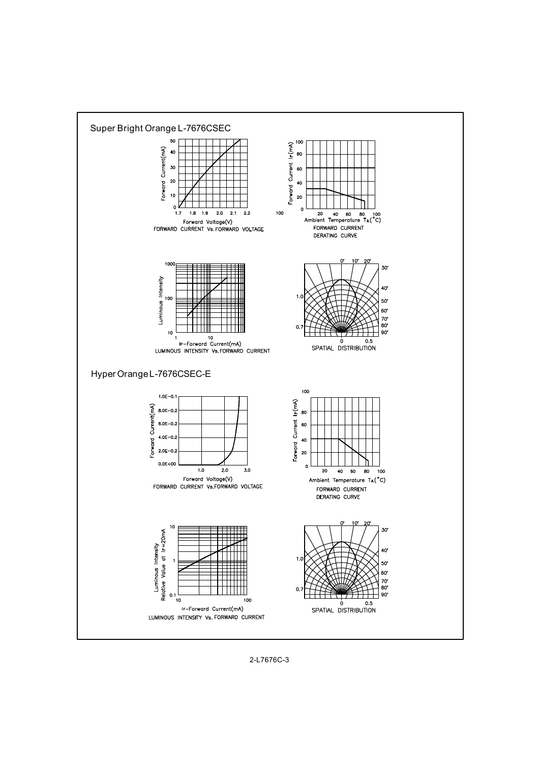## Super Bright Orange L-7676CSEC

Forward Current(mA)

Forward Voltage(V)

FORWARD CURRENT Vs.FORWARD VOLTAGE

Forward Current $I_F$(mA)

Ambient Temperature $T_A$(°C)

FORWARD CURRENT DERATING CURVE

Luminous Intensity

IF-Forward Current(mA)

LUMINOUS INTENSITY Vs.FORWARD CURRENT

SPATIAL DISTRIBUTION

## Hyper Orange L-7676CSEC-E

Forward Current(mA)

Forward Voltage(V)

FORWARD CURRENT Vs.FORWARD VOLTAGE

Forward Current $I_F$(mA)

Ambient Temperature $T_A$(°C)

FORWARD CURRENT DERATING CURVE

Luminous Intensity Relative Value at IF=20mA

IF-Forward Current(mA)

LUMINOUS INTENSITY Vs. FORWARD CURRENT

SPATIAL DISTRIBUTION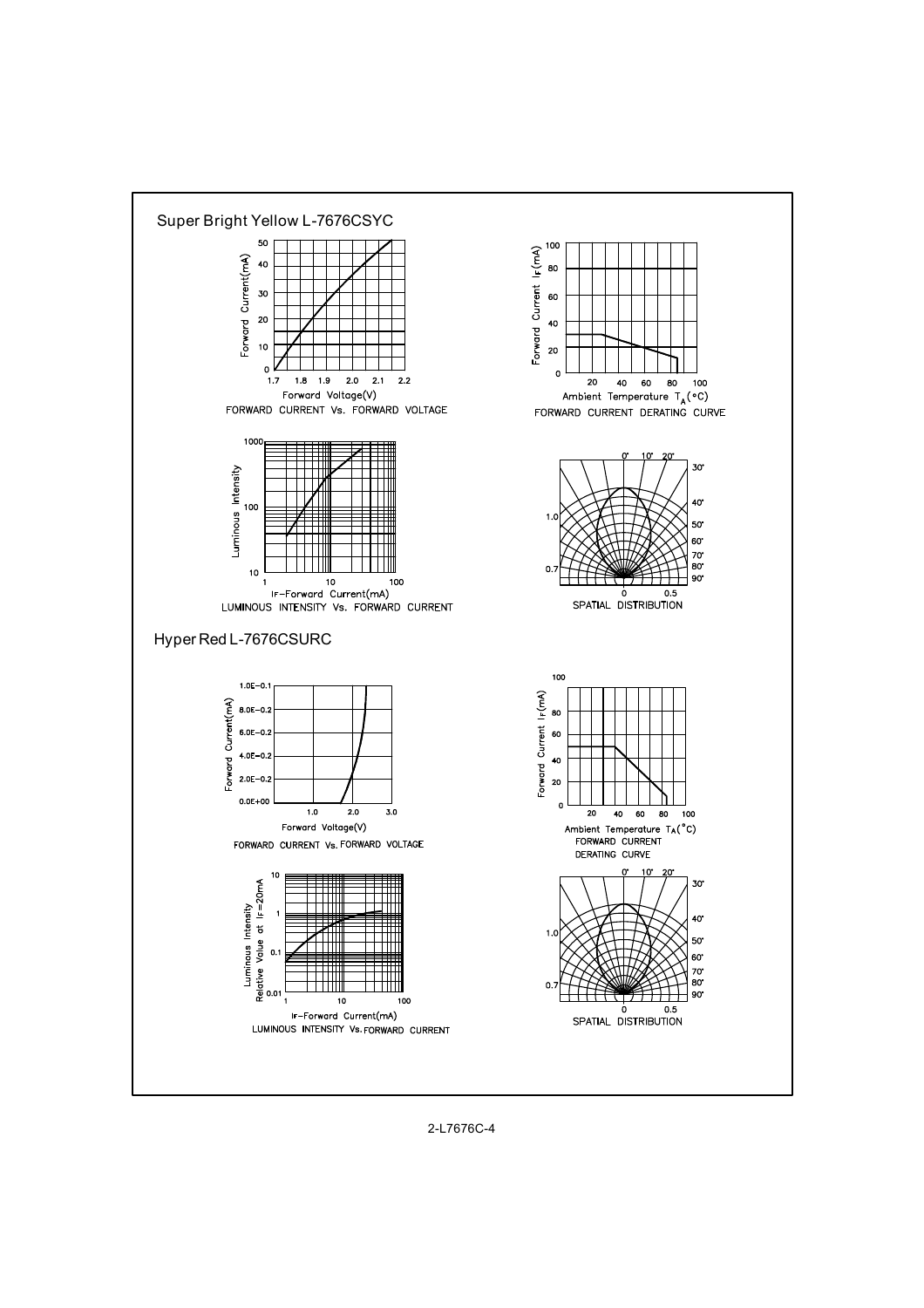## Super Bright Yellow L-7676CSYC

FORWARD CURRENT Vs. FORWARD VOLTAGE

FORWARD CURRENT DERATING CURVE

LUMINOUS INTENSITY Vs. FORWARD CURRENT

SPATIAL DISTRIBUTION

## Hyper Red L-7676CSURC

FORWARD CURRENT Vs. FORWARD VOLTAGE

FORWARD CURRENT DERATING CURVE

LUMINOUS INTENSITY Vs. FORWARD CURRENT

SPATIAL DISTRIBUTION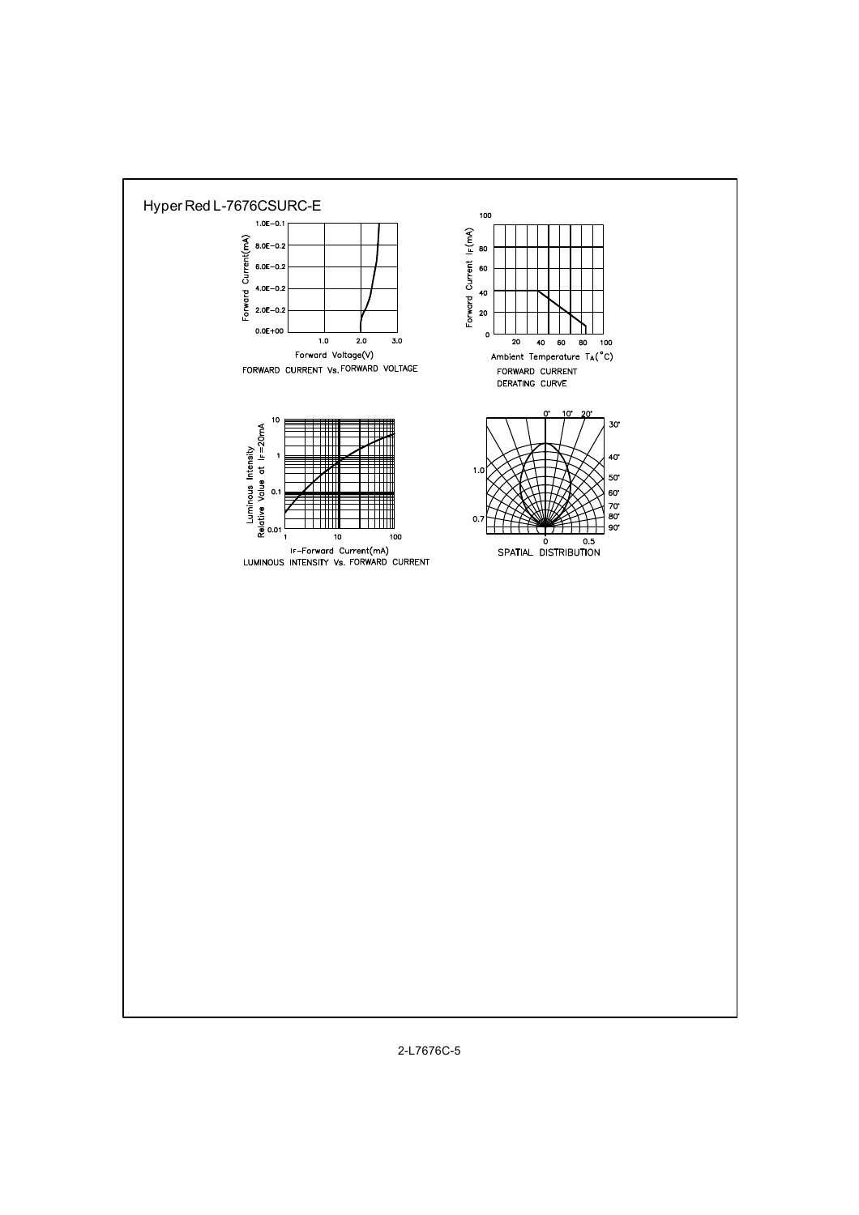Hyper Red L-7676CSURC-E

1.0E−0.1
8.0E−0.2
6.0E−0.2
4.0E−0.2
2.0E−0.2
0.0E+00
Forward Current(mA)
1.0
2.0
3.0
Forward Voltage(V)
FORWARD CURRENT Vs. FORWARD VOLTAGE

100
80
60
40
20
0
Forward Current $I_F$(mA)
20
40
60
80
100
Ambient Temperature $T_A$(°C)
FORWARD CURRENT
DERATING CURVE

10
1
0.1
0.01
Luminous Intensity
Relative Value at $I_F$=20mA
1
10
100
$I_F$-Forward Current(mA)
LUMINOUS INTENSITY Vs. FORWARD CURRENT

0°
10°
20°
30°
40°
50°
60°
70°
80°
90°
1.0
0.7
0
0.5
SPATIAL DISTRIBUTION